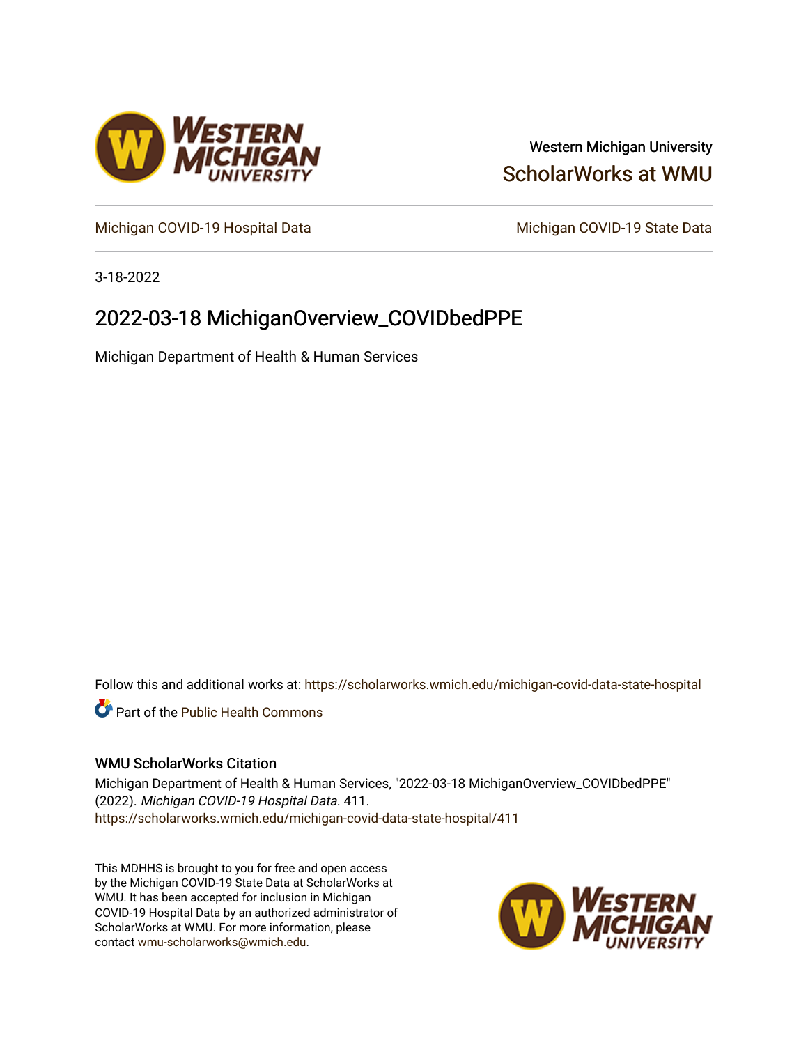Western Michigan University

ScholarWorks at WMU

Michigan COVID-19 Hospital Data

Michigan COVID-19 State Data

3-18-2022

# 2022-03-18 MichiganOverview_COVIDbedPPE

Michigan Department of Health & Human Services

Follow this and additional works at: https://scholarworks.wmich.edu/michigan-covid-data-state-hospital

Part of the Public Health Commons

## WMU ScholarWorks Citation

Michigan Department of Health & Human Services, "2022-03-18 MichiganOverview_COVIDbedPPE" (2022). *Michigan COVID-19 Hospital Data*. 411.
https://scholarworks.wmich.edu/michigan-covid-data-state-hospital/411

This MDHHS is brought to you for free and open access by the Michigan COVID-19 State Data at ScholarWorks at WMU. It has been accepted for inclusion in Michigan COVID-19 Hospital Data by an authorized administrator of ScholarWorks at WMU. For more information, please contact wmu-scholarworks@wmich.edu.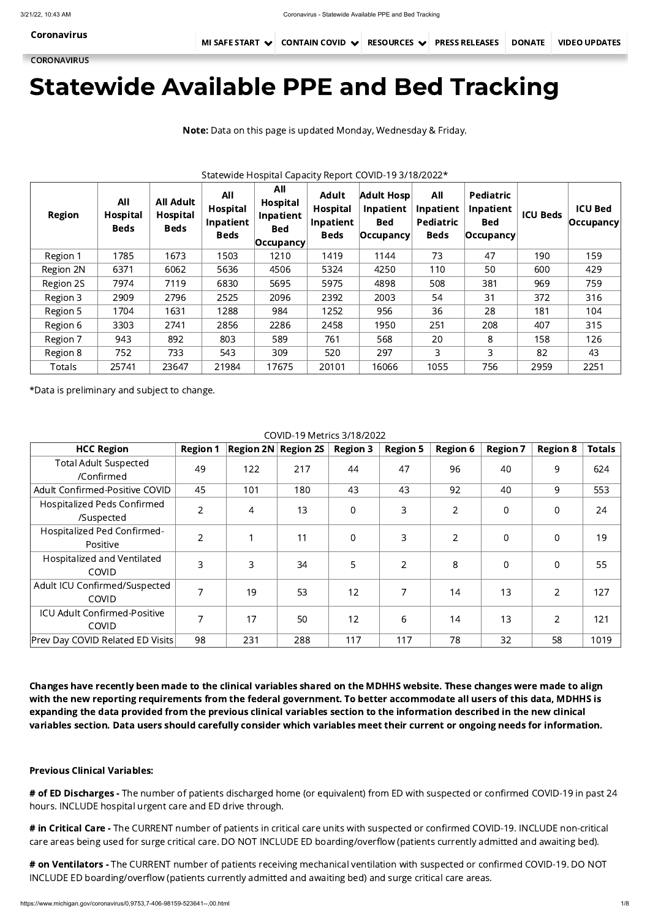Coronavirus

MI SAFE START | CONTAIN COVID | RESOURCES | PRESS RELEASES | DONATE | VIDEO UPDATES

CORONAVIRUS

# Statewide Available PPE and Bed Tracking

**Note:** Data on this page is updated Monday, Wednesday & Friday.

Statewide Hospital Capacity Report COVID-19 3/18/2022*

| Region | All Hospital Beds | All Adult Hospital Beds | All Hospital Inpatient Beds | All Hospital Inpatient Bed Occupancy | Adult Hospital Inpatient Beds | Adult Hosp Inpatient Bed Occupancy | All Inpatient Pediatric Beds | Pediatric Inpatient Bed Occupancy | ICU Beds | ICU Bed Occupancy |
|---|---|---|---|---|---|---|---|---|---|---|
| Region 1 | 1785 | 1673 | 1503 | 1210 | 1419 | 1144 | 73 | 47 | 190 | 159 |
| Region 2N | 6371 | 6062 | 5636 | 4506 | 5324 | 4250 | 110 | 50 | 600 | 429 |
| Region 2S | 7974 | 7119 | 6830 | 5695 | 5975 | 4898 | 508 | 381 | 969 | 759 |
| Region 3 | 2909 | 2796 | 2525 | 2096 | 2392 | 2003 | 54 | 31 | 372 | 316 |
| Region 5 | 1704 | 1631 | 1288 | 984 | 1252 | 956 | 36 | 28 | 181 | 104 |
| Region 6 | 3303 | 2741 | 2856 | 2286 | 2458 | 1950 | 251 | 208 | 407 | 315 |
| Region 7 | 943 | 892 | 803 | 589 | 761 | 568 | 20 | 8 | 158 | 126 |
| Region 8 | 752 | 733 | 543 | 309 | 520 | 297 | 3 | 3 | 82 | 43 |
| Totals | 25741 | 23647 | 21984 | 17675 | 20101 | 16066 | 1055 | 756 | 2959 | 2251 |

*Data is preliminary and subject to change.

COVID-19 Metrics 3/18/2022

| HCC Region | Region 1 | Region 2N | Region 2S | Region 3 | Region 5 | Region 6 | Region 7 | Region 8 | Totals |
|---|---|---|---|---|---|---|---|---|---|
| Total Adult Suspected /Confirmed | 49 | 122 | 217 | 44 | 47 | 96 | 40 | 9 | 624 |
| Adult Confirmed-Positive COVID | 45 | 101 | 180 | 43 | 43 | 92 | 40 | 9 | 553 |
| Hospitalized Peds Confirmed /Suspected | 2 | 4 | 13 | 0 | 3 | 2 | 0 | 0 | 24 |
| Hospitalized Ped Confirmed-Positive | 2 | 1 | 11 | 0 | 3 | 2 | 0 | 0 | 19 |
| Hospitalized and Ventilated COVID | 3 | 3 | 34 | 5 | 2 | 8 | 0 | 0 | 55 |
| Adult ICU Confirmed/Suspected COVID | 7 | 19 | 53 | 12 | 7 | 14 | 13 | 2 | 127 |
| ICU Adult Confirmed-Positive COVID | 7 | 17 | 50 | 12 | 6 | 14 | 13 | 2 | 121 |
| Prev Day COVID Related ED Visits | 98 | 231 | 288 | 117 | 117 | 78 | 32 | 58 | 1019 |

**Changes have recently been made to the clinical variables shared on the MDHHS website. These changes were made to align with the new reporting requirements from the federal government. To better accommodate all users of this data, MDHHS is expanding the data provided from the previous clinical variables section to the information described in the new clinical variables section. Data users should carefully consider which variables meet their current or ongoing needs for information.**

**Previous Clinical Variables:**

**# of ED Discharges -** The number of patients discharged home (or equivalent) from ED with suspected or confirmed COVID-19 in past 24 hours. INCLUDE hospital urgent care and ED drive through.

**# in Critical Care -** The CURRENT number of patients in critical care units with suspected or confirmed COVID-19. INCLUDE non-critical care areas being used for surge critical care. DO NOT INCLUDE ED boarding/overflow (patients currently admitted and awaiting bed).

**# on Ventilators -** The CURRENT number of patients receiving mechanical ventilation with suspected or confirmed COVID-19. DO NOT INCLUDE ED boarding/overflow (patients currently admitted and awaiting bed) and surge critical care areas.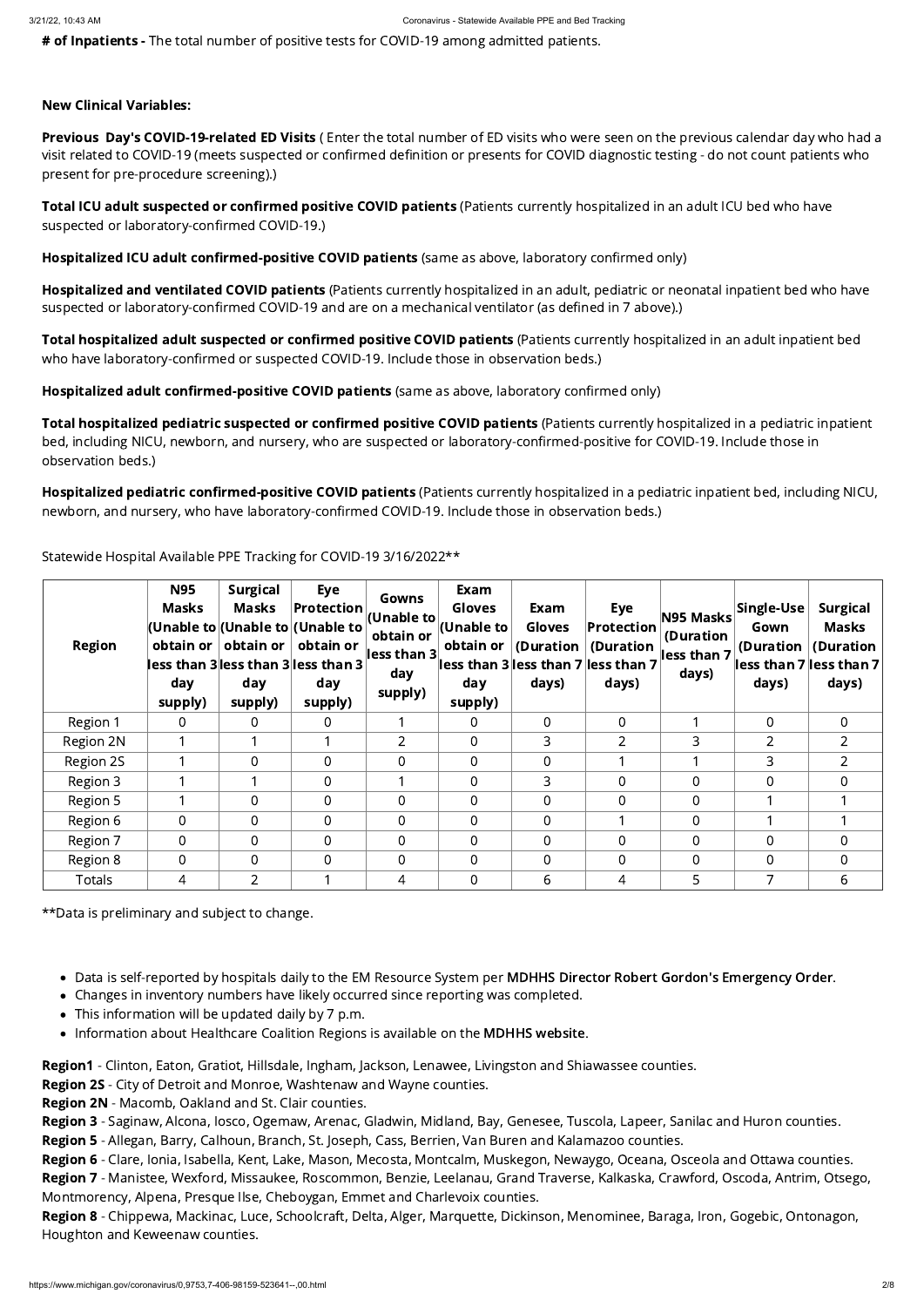**# of Inpatients -** The total number of positive tests for COVID-19 among admitted patients.

**New Clinical Variables:**

**Previous Day's COVID-19-related ED Visits** ( Enter the total number of ED visits who were seen on the previous calendar day who had a visit related to COVID-19 (meets suspected or confirmed definition or presents for COVID diagnostic testing - do not count patients who present for pre-procedure screening).)

**Total ICU adult suspected or confirmed positive COVID patients** (Patients currently hospitalized in an adult ICU bed who have suspected or laboratory-confirmed COVID-19.)

**Hospitalized ICU adult confirmed-positive COVID patients** (same as above, laboratory confirmed only)

**Hospitalized and ventilated COVID patients** (Patients currently hospitalized in an adult, pediatric or neonatal inpatient bed who have suspected or laboratory-confirmed COVID-19 and are on a mechanical ventilator (as defined in 7 above).)

**Total hospitalized adult suspected or confirmed positive COVID patients** (Patients currently hospitalized in an adult inpatient bed who have laboratory-confirmed or suspected COVID-19. Include those in observation beds.)

**Hospitalized adult confirmed-positive COVID patients** (same as above, laboratory confirmed only)

**Total hospitalized pediatric suspected or confirmed positive COVID patients** (Patients currently hospitalized in a pediatric inpatient bed, including NICU, newborn, and nursery, who are suspected or laboratory-confirmed-positive for COVID-19. Include those in observation beds.)

**Hospitalized pediatric confirmed-positive COVID patients** (Patients currently hospitalized in a pediatric inpatient bed, including NICU, newborn, and nursery, who have laboratory-confirmed COVID-19. Include those in observation beds.)

Statewide Hospital Available PPE Tracking for COVID-19 3/16/2022**

| Region | N95 Masks (Unable to obtain or less than 3 day supply) | Surgical Masks (Unable to obtain or less than 3 day supply) | Eye Protection (Unable to obtain or less than 3 day supply) | Gowns (Unable to obtain or less than 3 day supply) | Exam Gloves (Unable to obtain or less than 3 day supply) | Exam Gloves (Duration less than 7 days) | Eye Protection (Duration less than 7 days) | N95 Masks (Duration less than 7 days) | Single-Use Gown (Duration less than 7 days) | Surgical Masks (Duration less than 7 days) |
|---|---|---|---|---|---|---|---|---|---|---|
| Region 1 | 0 | 0 | 0 | 1 | 0 | 0 | 0 | 1 | 0 | 0 |
| Region 2N | 1 | 1 | 1 | 2 | 0 | 3 | 2 | 3 | 2 | 2 |
| Region 2S | 1 | 0 | 0 | 0 | 0 | 0 | 1 | 1 | 3 | 2 |
| Region 3 | 1 | 1 | 0 | 1 | 0 | 3 | 0 | 0 | 0 | 0 |
| Region 5 | 1 | 0 | 0 | 0 | 0 | 0 | 0 | 0 | 1 | 1 |
| Region 6 | 0 | 0 | 0 | 0 | 0 | 0 | 1 | 0 | 1 | 1 |
| Region 7 | 0 | 0 | 0 | 0 | 0 | 0 | 0 | 0 | 0 | 0 |
| Region 8 | 0 | 0 | 0 | 0 | 0 | 0 | 0 | 0 | 0 | 0 |
| Totals | 4 | 2 | 1 | 4 | 0 | 6 | 4 | 5 | 7 | 6 |

**Data is preliminary and subject to change.

- Data is self-reported by hospitals daily to the EM Resource System per **MDHHS Director Robert Gordon's Emergency Order**.
- Changes in inventory numbers have likely occurred since reporting was completed.
- This information will be updated daily by 7 p.m.
- Information about Healthcare Coalition Regions is available on the **MDHHS website**.

**Region1** - Clinton, Eaton, Gratiot, Hillsdale, Ingham, Jackson, Lenawee, Livingston and Shiawassee counties.
**Region 2S** - City of Detroit and Monroe, Washtenaw and Wayne counties.
**Region 2N** - Macomb, Oakland and St. Clair counties.
**Region 3** - Saginaw, Alcona, Iosco, Ogemaw, Arenac, Gladwin, Midland, Bay, Genesee, Tuscola, Lapeer, Sanilac and Huron counties.
**Region 5** - Allegan, Barry, Calhoun, Branch, St. Joseph, Cass, Berrien, Van Buren and Kalamazoo counties.
**Region 6** - Clare, Ionia, Isabella, Kent, Lake, Mason, Mecosta, Montcalm, Muskegon, Newaygo, Oceana, Osceola and Ottawa counties.
**Region 7** - Manistee, Wexford, Missaukee, Roscommon, Benzie, Leelanau, Grand Traverse, Kalkaska, Crawford, Oscoda, Antrim, Otsego, Montmorency, Alpena, Presque Ilse, Cheboygan, Emmet and Charlevoix counties.
**Region 8** - Chippewa, Mackinac, Luce, Schoolcraft, Delta, Alger, Marquette, Dickinson, Menominee, Baraga, Iron, Gogebic, Ontonagon, Houghton and Keweenaw counties.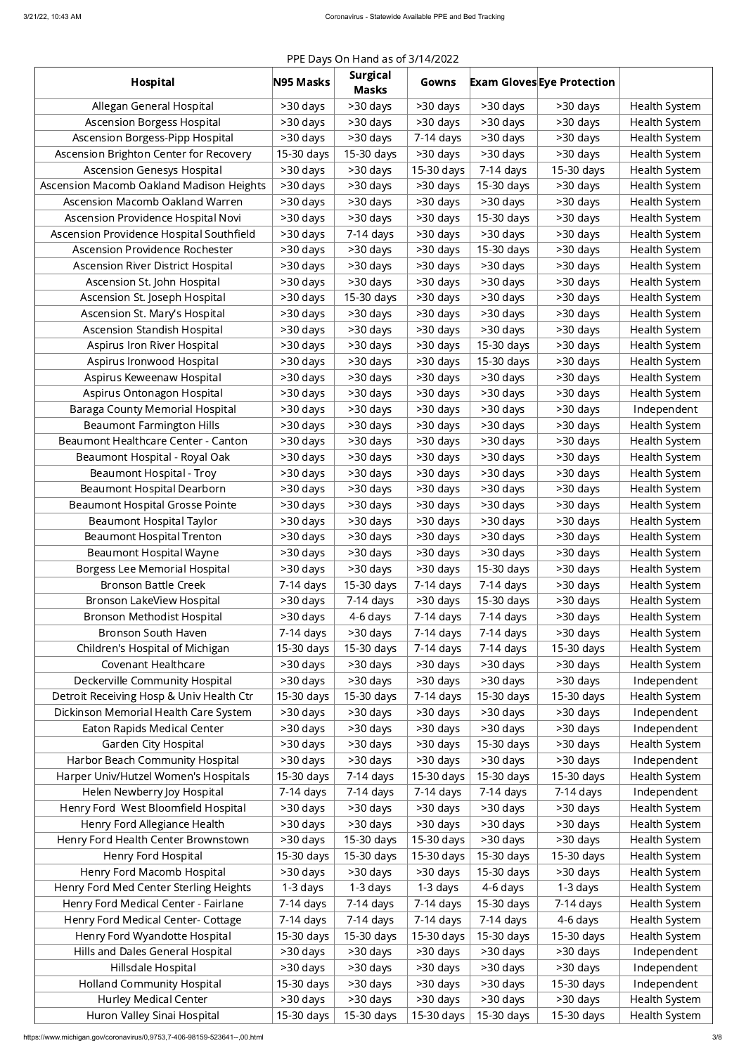PPE Days On Hand as of 3/14/2022

| Hospital | N95 Masks | Surgical Masks | Gowns | Exam Gloves | Eye Protection | |
|---|---|---|---|---|---|---|
| Allegan General Hospital | >30 days | >30 days | >30 days | >30 days | >30 days | Health System |
| Ascension Borgess Hospital | >30 days | >30 days | >30 days | >30 days | >30 days | Health System |
| Ascension Borgess-Pipp Hospital | >30 days | >30 days | 7-14 days | >30 days | >30 days | Health System |
| Ascension Brighton Center for Recovery | 15-30 days | 15-30 days | >30 days | >30 days | >30 days | Health System |
| Ascension Genesys Hospital | >30 days | >30 days | 15-30 days | 7-14 days | 15-30 days | Health System |
| Ascension Macomb Oakland Madison Heights | >30 days | >30 days | >30 days | 15-30 days | >30 days | Health System |
| Ascension Macomb Oakland Warren | >30 days | >30 days | >30 days | >30 days | >30 days | Health System |
| Ascension Providence Hospital Novi | >30 days | >30 days | >30 days | 15-30 days | >30 days | Health System |
| Ascension Providence Hospital Southfield | >30 days | 7-14 days | >30 days | >30 days | >30 days | Health System |
| Ascension Providence Rochester | >30 days | >30 days | >30 days | 15-30 days | >30 days | Health System |
| Ascension River District Hospital | >30 days | >30 days | >30 days | >30 days | >30 days | Health System |
| Ascension St. John Hospital | >30 days | >30 days | >30 days | >30 days | >30 days | Health System |
| Ascension St. Joseph Hospital | >30 days | 15-30 days | >30 days | >30 days | >30 days | Health System |
| Ascension St. Mary's Hospital | >30 days | >30 days | >30 days | >30 days | >30 days | Health System |
| Ascension Standish Hospital | >30 days | >30 days | >30 days | >30 days | >30 days | Health System |
| Aspirus Iron River Hospital | >30 days | >30 days | >30 days | 15-30 days | >30 days | Health System |
| Aspirus Ironwood Hospital | >30 days | >30 days | >30 days | 15-30 days | >30 days | Health System |
| Aspirus Keweenaw Hospital | >30 days | >30 days | >30 days | >30 days | >30 days | Health System |
| Aspirus Ontonagon Hospital | >30 days | >30 days | >30 days | >30 days | >30 days | Health System |
| Baraga County Memorial Hospital | >30 days | >30 days | >30 days | >30 days | >30 days | Independent |
| Beaumont Farmington Hills | >30 days | >30 days | >30 days | >30 days | >30 days | Health System |
| Beaumont Healthcare Center - Canton | >30 days | >30 days | >30 days | >30 days | >30 days | Health System |
| Beaumont Hospital - Royal Oak | >30 days | >30 days | >30 days | >30 days | >30 days | Health System |
| Beaumont Hospital - Troy | >30 days | >30 days | >30 days | >30 days | >30 days | Health System |
| Beaumont Hospital Dearborn | >30 days | >30 days | >30 days | >30 days | >30 days | Health System |
| Beaumont Hospital Grosse Pointe | >30 days | >30 days | >30 days | >30 days | >30 days | Health System |
| Beaumont Hospital Taylor | >30 days | >30 days | >30 days | >30 days | >30 days | Health System |
| Beaumont Hospital Trenton | >30 days | >30 days | >30 days | >30 days | >30 days | Health System |
| Beaumont Hospital Wayne | >30 days | >30 days | >30 days | >30 days | >30 days | Health System |
| Borgess Lee Memorial Hospital | >30 days | >30 days | >30 days | 15-30 days | >30 days | Health System |
| Bronson Battle Creek | 7-14 days | 15-30 days | 7-14 days | 7-14 days | >30 days | Health System |
| Bronson LakeView Hospital | >30 days | 7-14 days | >30 days | 15-30 days | >30 days | Health System |
| Bronson Methodist Hospital | >30 days | 4-6 days | 7-14 days | 7-14 days | >30 days | Health System |
| Bronson South Haven | 7-14 days | >30 days | 7-14 days | 7-14 days | >30 days | Health System |
| Children's Hospital of Michigan | 15-30 days | 15-30 days | 7-14 days | 7-14 days | 15-30 days | Health System |
| Covenant Healthcare | >30 days | >30 days | >30 days | >30 days | >30 days | Health System |
| Deckerville Community Hospital | >30 days | >30 days | >30 days | >30 days | >30 days | Independent |
| Detroit Receiving Hosp & Univ Health Ctr | 15-30 days | 15-30 days | 7-14 days | 15-30 days | 15-30 days | Health System |
| Dickinson Memorial Health Care System | >30 days | >30 days | >30 days | >30 days | >30 days | Independent |
| Eaton Rapids Medical Center | >30 days | >30 days | >30 days | >30 days | >30 days | Independent |
| Garden City Hospital | >30 days | >30 days | >30 days | 15-30 days | >30 days | Health System |
| Harbor Beach Community Hospital | >30 days | >30 days | >30 days | >30 days | >30 days | Independent |
| Harper Univ/Hutzel Women's Hospitals | 15-30 days | 7-14 days | 15-30 days | 15-30 days | 15-30 days | Health System |
| Helen Newberry Joy Hospital | 7-14 days | 7-14 days | 7-14 days | 7-14 days | 7-14 days | Independent |
| Henry Ford West Bloomfield Hospital | >30 days | >30 days | >30 days | >30 days | >30 days | Health System |
| Henry Ford Allegiance Health | >30 days | >30 days | >30 days | >30 days | >30 days | Health System |
| Henry Ford Health Center Brownstown | >30 days | 15-30 days | 15-30 days | >30 days | >30 days | Health System |
| Henry Ford Hospital | 15-30 days | 15-30 days | 15-30 days | 15-30 days | 15-30 days | Health System |
| Henry Ford Macomb Hospital | >30 days | >30 days | >30 days | 15-30 days | >30 days | Health System |
| Henry Ford Med Center Sterling Heights | 1-3 days | 1-3 days | 1-3 days | 4-6 days | 1-3 days | Health System |
| Henry Ford Medical Center - Fairlane | 7-14 days | 7-14 days | 7-14 days | 15-30 days | 7-14 days | Health System |
| Henry Ford Medical Center- Cottage | 7-14 days | 7-14 days | 7-14 days | 7-14 days | 4-6 days | Health System |
| Henry Ford Wyandotte Hospital | 15-30 days | 15-30 days | 15-30 days | 15-30 days | 15-30 days | Health System |
| Hills and Dales General Hospital | >30 days | >30 days | >30 days | >30 days | >30 days | Independent |
| Hillsdale Hospital | >30 days | >30 days | >30 days | >30 days | >30 days | Independent |
| Holland Community Hospital | 15-30 days | >30 days | >30 days | >30 days | 15-30 days | Independent |
| Hurley Medical Center | >30 days | >30 days | >30 days | >30 days | >30 days | Health System |
| Huron Valley Sinai Hospital | 15-30 days | 15-30 days | 15-30 days | 15-30 days | 15-30 days | Health System |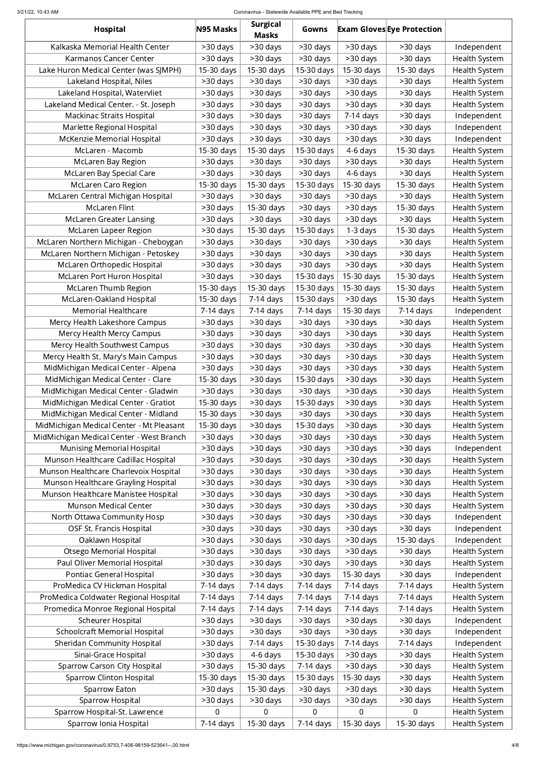| Hospital | N95 Masks | Surgical Masks | Gowns | Exam Gloves | Eye Protection | |
|---|---|---|---|---|---|---|
| Kalkaska Memorial Health Center | >30 days | >30 days | >30 days | >30 days | >30 days | Independent |
| Karmanos Cancer Center | >30 days | >30 days | >30 days | >30 days | >30 days | Health System |
| Lake Huron Medical Center (was SJMPH) | 15-30 days | 15-30 days | 15-30 days | 15-30 days | 15-30 days | Health System |
| Lakeland Hospital, Niles | >30 days | >30 days | >30 days | >30 days | >30 days | Health System |
| Lakeland Hospital, Watervliet | >30 days | >30 days | >30 days | >30 days | >30 days | Health System |
| Lakeland Medical Center. - St. Joseph | >30 days | >30 days | >30 days | >30 days | >30 days | Health System |
| Mackinac Straits Hospital | >30 days | >30 days | >30 days | 7-14 days | >30 days | Independent |
| Marlette Regional Hospital | >30 days | >30 days | >30 days | >30 days | >30 days | Independent |
| McKenzie Memorial Hospital | >30 days | >30 days | >30 days | >30 days | >30 days | Independent |
| McLaren - Macomb | 15-30 days | 15-30 days | 15-30 days | 4-6 days | 15-30 days | Health System |
| McLaren Bay Region | >30 days | >30 days | >30 days | >30 days | >30 days | Health System |
| McLaren Bay Special Care | >30 days | >30 days | >30 days | 4-6 days | >30 days | Health System |
| McLaren Caro Region | 15-30 days | 15-30 days | 15-30 days | 15-30 days | 15-30 days | Health System |
| McLaren Central Michigan Hospital | >30 days | >30 days | >30 days | >30 days | >30 days | Health System |
| McLaren Flint | >30 days | 15-30 days | >30 days | >30 days | 15-30 days | Health System |
| McLaren Greater Lansing | >30 days | >30 days | >30 days | >30 days | >30 days | Health System |
| McLaren Lapeer Region | >30 days | 15-30 days | 15-30 days | 1-3 days | 15-30 days | Health System |
| McLaren Northern Michigan - Cheboygan | >30 days | >30 days | >30 days | >30 days | >30 days | Health System |
| McLaren Northern Michigan - Petoskey | >30 days | >30 days | >30 days | >30 days | >30 days | Health System |
| McLaren Orthopedic Hospital | >30 days | >30 days | >30 days | >30 days | >30 days | Health System |
| McLaren Port Huron Hospital | >30 days | >30 days | 15-30 days | 15-30 days | 15-30 days | Health System |
| McLaren Thumb Region | 15-30 days | 15-30 days | 15-30 days | 15-30 days | 15-30 days | Health System |
| McLaren-Oakland Hospital | 15-30 days | 7-14 days | 15-30 days | >30 days | 15-30 days | Health System |
| Memorial Healthcare | 7-14 days | 7-14 days | 7-14 days | 15-30 days | 7-14 days | Independent |
| Mercy Health Lakeshore Campus | >30 days | >30 days | >30 days | >30 days | >30 days | Health System |
| Mercy Health Mercy Campus | >30 days | >30 days | >30 days | >30 days | >30 days | Health System |
| Mercy Health Southwest Campus | >30 days | >30 days | >30 days | >30 days | >30 days | Health System |
| Mercy Health St. Mary's Main Campus | >30 days | >30 days | >30 days | >30 days | >30 days | Health System |
| MidMichigan Medical Center - Alpena | >30 days | >30 days | >30 days | >30 days | >30 days | Health System |
| MidMichigan Medical Center - Clare | 15-30 days | >30 days | 15-30 days | >30 days | >30 days | Health System |
| MidMichigan Medical Center - Gladwin | >30 days | >30 days | >30 days | >30 days | >30 days | Health System |
| MidMichigan Medical Center - Gratiot | 15-30 days | >30 days | 15-30 days | >30 days | >30 days | Health System |
| MidMichigan Medical Center - Midland | 15-30 days | >30 days | >30 days | >30 days | >30 days | Health System |
| MidMichigan Medical Center - Mt Pleasant | 15-30 days | >30 days | 15-30 days | >30 days | >30 days | Health System |
| MidMichigan Medical Center - West Branch | >30 days | >30 days | >30 days | >30 days | >30 days | Health System |
| Munising Memorial Hospital | >30 days | >30 days | >30 days | >30 days | >30 days | Independent |
| Munson Healthcare Cadillac Hospital | >30 days | >30 days | >30 days | >30 days | >30 days | Health System |
| Munson Healthcare Charlevoix Hospital | >30 days | >30 days | >30 days | >30 days | >30 days | Health System |
| Munson Healthcare Grayling Hospital | >30 days | >30 days | >30 days | >30 days | >30 days | Health System |
| Munson Healthcare Manistee Hospital | >30 days | >30 days | >30 days | >30 days | >30 days | Health System |
| Munson Medical Center | >30 days | >30 days | >30 days | >30 days | >30 days | Health System |
| North Ottawa Community Hosp | >30 days | >30 days | >30 days | >30 days | >30 days | Independent |
| OSF St. Francis Hospital | >30 days | >30 days | >30 days | >30 days | >30 days | Independent |
| Oaklawn Hospital | >30 days | >30 days | >30 days | >30 days | 15-30 days | Independent |
| Otsego Memorial Hospital | >30 days | >30 days | >30 days | >30 days | >30 days | Health System |
| Paul Oliver Memorial Hospital | >30 days | >30 days | >30 days | >30 days | >30 days | Health System |
| Pontiac General Hospital | >30 days | >30 days | >30 days | 15-30 days | >30 days | Independent |
| ProMedica CV Hickman Hospital | 7-14 days | 7-14 days | 7-14 days | 7-14 days | 7-14 days | Health System |
| ProMedica Coldwater Regional Hospital | 7-14 days | 7-14 days | 7-14 days | 7-14 days | 7-14 days | Health System |
| Promedica Monroe Regional Hospital | 7-14 days | 7-14 days | 7-14 days | 7-14 days | 7-14 days | Health System |
| Scheurer Hospital | >30 days | >30 days | >30 days | >30 days | >30 days | Independent |
| Schoolcraft Memorial Hospital | >30 days | >30 days | >30 days | >30 days | >30 days | Independent |
| Sheridan Community Hospital | >30 days | 7-14 days | 15-30 days | 7-14 days | 7-14 days | Independent |
| Sinai-Grace Hospital | >30 days | 4-6 days | 15-30 days | >30 days | >30 days | Health System |
| Sparrow Carson City Hospital | >30 days | 15-30 days | 7-14 days | >30 days | >30 days | Health System |
| Sparrow Clinton Hospital | 15-30 days | 15-30 days | 15-30 days | 15-30 days | >30 days | Health System |
| Sparrow Eaton | >30 days | 15-30 days | >30 days | >30 days | >30 days | Health System |
| Sparrow Hospital | >30 days | >30 days | >30 days | >30 days | >30 days | Health System |
| Sparrow Hospital-St. Lawrence | 0 | 0 | 0 | 0 | 0 | Health System |
| Sparrow Ionia Hospital | 7-14 days | 15-30 days | 7-14 days | 15-30 days | 15-30 days | Health System |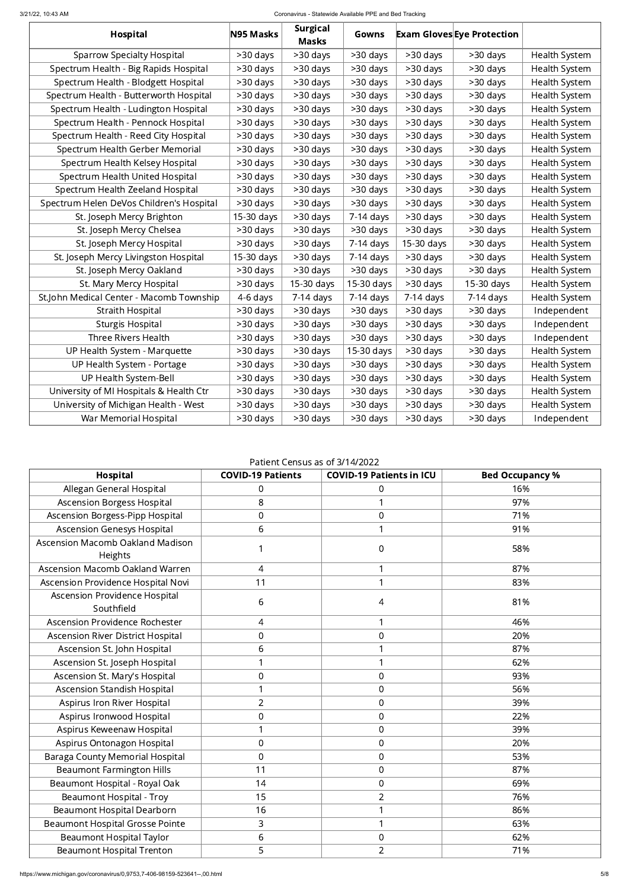| Hospital | N95 Masks | Surgical Masks | Gowns | Exam Gloves | Eye Protection | |
|---|---|---|---|---|---|---|
| Sparrow Specialty Hospital | >30 days | >30 days | >30 days | >30 days | >30 days | Health System |
| Spectrum Health - Big Rapids Hospital | >30 days | >30 days | >30 days | >30 days | >30 days | Health System |
| Spectrum Health - Blodgett Hospital | >30 days | >30 days | >30 days | >30 days | >30 days | Health System |
| Spectrum Health - Butterworth Hospital | >30 days | >30 days | >30 days | >30 days | >30 days | Health System |
| Spectrum Health - Ludington Hospital | >30 days | >30 days | >30 days | >30 days | >30 days | Health System |
| Spectrum Health - Pennock Hospital | >30 days | >30 days | >30 days | >30 days | >30 days | Health System |
| Spectrum Health - Reed City Hospital | >30 days | >30 days | >30 days | >30 days | >30 days | Health System |
| Spectrum Health Gerber Memorial | >30 days | >30 days | >30 days | >30 days | >30 days | Health System |
| Spectrum Health Kelsey Hospital | >30 days | >30 days | >30 days | >30 days | >30 days | Health System |
| Spectrum Health United Hospital | >30 days | >30 days | >30 days | >30 days | >30 days | Health System |
| Spectrum Health Zeeland Hospital | >30 days | >30 days | >30 days | >30 days | >30 days | Health System |
| Spectrum Helen DeVos Children's Hospital | >30 days | >30 days | >30 days | >30 days | >30 days | Health System |
| St. Joseph Mercy Brighton | 15-30 days | >30 days | 7-14 days | >30 days | >30 days | Health System |
| St. Joseph Mercy Chelsea | >30 days | >30 days | >30 days | >30 days | >30 days | Health System |
| St. Joseph Mercy Hospital | >30 days | >30 days | 7-14 days | 15-30 days | >30 days | Health System |
| St. Joseph Mercy Livingston Hospital | 15-30 days | >30 days | 7-14 days | >30 days | >30 days | Health System |
| St. Joseph Mercy Oakland | >30 days | >30 days | >30 days | >30 days | >30 days | Health System |
| St. Mary Mercy Hospital | >30 days | 15-30 days | 15-30 days | >30 days | 15-30 days | Health System |
| St.John Medical Center - Macomb Township | 4-6 days | 7-14 days | 7-14 days | 7-14 days | 7-14 days | Health System |
| Straith Hospital | >30 days | >30 days | >30 days | >30 days | >30 days | Independent |
| Sturgis Hospital | >30 days | >30 days | >30 days | >30 days | >30 days | Independent |
| Three Rivers Health | >30 days | >30 days | >30 days | >30 days | >30 days | Independent |
| UP Health System - Marquette | >30 days | >30 days | 15-30 days | >30 days | >30 days | Health System |
| UP Health System - Portage | >30 days | >30 days | >30 days | >30 days | >30 days | Health System |
| UP Health System-Bell | >30 days | >30 days | >30 days | >30 days | >30 days | Health System |
| University of MI Hospitals & Health Ctr | >30 days | >30 days | >30 days | >30 days | >30 days | Health System |
| University of Michigan Health - West | >30 days | >30 days | >30 days | >30 days | >30 days | Health System |
| War Memorial Hospital | >30 days | >30 days | >30 days | >30 days | >30 days | Independent |

Patient Census as of 3/14/2022

| Hospital | COVID-19 Patients | COVID-19 Patients in ICU | Bed Occupancy % |
|---|---|---|---|
| Allegan General Hospital | 0 | 0 | 16% |
| Ascension Borgess Hospital | 8 | 1 | 97% |
| Ascension Borgess-Pipp Hospital | 0 | 0 | 71% |
| Ascension Genesys Hospital | 6 | 1 | 91% |
| Ascension Macomb Oakland Madison Heights | 1 | 0 | 58% |
| Ascension Macomb Oakland Warren | 4 | 1 | 87% |
| Ascension Providence Hospital Novi | 11 | 1 | 83% |
| Ascension Providence Hospital Southfield | 6 | 4 | 81% |
| Ascension Providence Rochester | 4 | 1 | 46% |
| Ascension River District Hospital | 0 | 0 | 20% |
| Ascension St. John Hospital | 6 | 1 | 87% |
| Ascension St. Joseph Hospital | 1 | 1 | 62% |
| Ascension St. Mary's Hospital | 0 | 0 | 93% |
| Ascension Standish Hospital | 1 | 0 | 56% |
| Aspirus Iron River Hospital | 2 | 0 | 39% |
| Aspirus Ironwood Hospital | 0 | 0 | 22% |
| Aspirus Keweenaw Hospital | 1 | 0 | 39% |
| Aspirus Ontonagon Hospital | 0 | 0 | 20% |
| Baraga County Memorial Hospital | 0 | 0 | 53% |
| Beaumont Farmington Hills | 11 | 0 | 87% |
| Beaumont Hospital - Royal Oak | 14 | 0 | 69% |
| Beaumont Hospital - Troy | 15 | 2 | 76% |
| Beaumont Hospital Dearborn | 16 | 1 | 86% |
| Beaumont Hospital Grosse Pointe | 3 | 1 | 63% |
| Beaumont Hospital Taylor | 6 | 0 | 62% |
| Beaumont Hospital Trenton | 5 | 2 | 71% |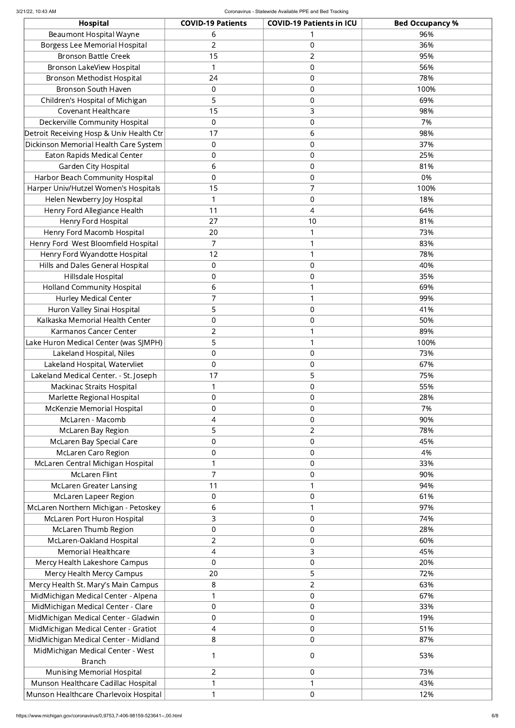| Hospital | COVID-19 Patients | COVID-19 Patients in ICU | Bed Occupancy % |
|---|---|---|---|
| Beaumont Hospital Wayne | 6 | 1 | 96% |
| Borgess Lee Memorial Hospital | 2 | 0 | 36% |
| Bronson Battle Creek | 15 | 2 | 95% |
| Bronson LakeView Hospital | 1 | 0 | 56% |
| Bronson Methodist Hospital | 24 | 0 | 78% |
| Bronson South Haven | 0 | 0 | 100% |
| Children's Hospital of Michigan | 5 | 0 | 69% |
| Covenant Healthcare | 15 | 3 | 98% |
| Deckerville Community Hospital | 0 | 0 | 7% |
| Detroit Receiving Hosp & Univ Health Ctr | 17 | 6 | 98% |
| Dickinson Memorial Health Care System | 0 | 0 | 37% |
| Eaton Rapids Medical Center | 0 | 0 | 25% |
| Garden City Hospital | 6 | 0 | 81% |
| Harbor Beach Community Hospital | 0 | 0 | 0% |
| Harper Univ/Hutzel Women's Hospitals | 15 | 7 | 100% |
| Helen Newberry Joy Hospital | 1 | 0 | 18% |
| Henry Ford Allegiance Health | 11 | 4 | 64% |
| Henry Ford Hospital | 27 | 10 | 81% |
| Henry Ford Macomb Hospital | 20 | 1 | 73% |
| Henry Ford West Bloomfield Hospital | 7 | 1 | 83% |
| Henry Ford Wyandotte Hospital | 12 | 1 | 78% |
| Hills and Dales General Hospital | 0 | 0 | 40% |
| Hillsdale Hospital | 0 | 0 | 35% |
| Holland Community Hospital | 6 | 1 | 69% |
| Hurley Medical Center | 7 | 1 | 99% |
| Huron Valley Sinai Hospital | 5 | 0 | 41% |
| Kalkaska Memorial Health Center | 0 | 0 | 50% |
| Karmanos Cancer Center | 2 | 1 | 89% |
| Lake Huron Medical Center (was SJMPH) | 5 | 1 | 100% |
| Lakeland Hospital, Niles | 0 | 0 | 73% |
| Lakeland Hospital, Watervliet | 0 | 0 | 67% |
| Lakeland Medical Center. - St. Joseph | 17 | 5 | 75% |
| Mackinac Straits Hospital | 1 | 0 | 55% |
| Marlette Regional Hospital | 0 | 0 | 28% |
| McKenzie Memorial Hospital | 0 | 0 | 7% |
| McLaren - Macomb | 4 | 0 | 90% |
| McLaren Bay Region | 5 | 2 | 78% |
| McLaren Bay Special Care | 0 | 0 | 45% |
| McLaren Caro Region | 0 | 0 | 4% |
| McLaren Central Michigan Hospital | 1 | 0 | 33% |
| McLaren Flint | 7 | 0 | 90% |
| McLaren Greater Lansing | 11 | 1 | 94% |
| McLaren Lapeer Region | 0 | 0 | 61% |
| McLaren Northern Michigan - Petoskey | 6 | 1 | 97% |
| McLaren Port Huron Hospital | 3 | 0 | 74% |
| McLaren Thumb Region | 0 | 0 | 28% |
| McLaren-Oakland Hospital | 2 | 0 | 60% |
| Memorial Healthcare | 4 | 3 | 45% |
| Mercy Health Lakeshore Campus | 0 | 0 | 20% |
| Mercy Health Mercy Campus | 20 | 5 | 72% |
| Mercy Health St. Mary's Main Campus | 8 | 2 | 63% |
| MidMichigan Medical Center - Alpena | 1 | 0 | 67% |
| MidMichigan Medical Center - Clare | 0 | 0 | 33% |
| MidMichigan Medical Center - Gladwin | 0 | 0 | 19% |
| MidMichigan Medical Center - Gratiot | 4 | 0 | 51% |
| MidMichigan Medical Center - Midland | 8 | 0 | 87% |
| MidMichigan Medical Center - West Branch | 1 | 0 | 53% |
| Munising Memorial Hospital | 2 | 0 | 73% |
| Munson Healthcare Cadillac Hospital | 1 | 1 | 43% |
| Munson Healthcare Charlevoix Hospital | 1 | 0 | 12% |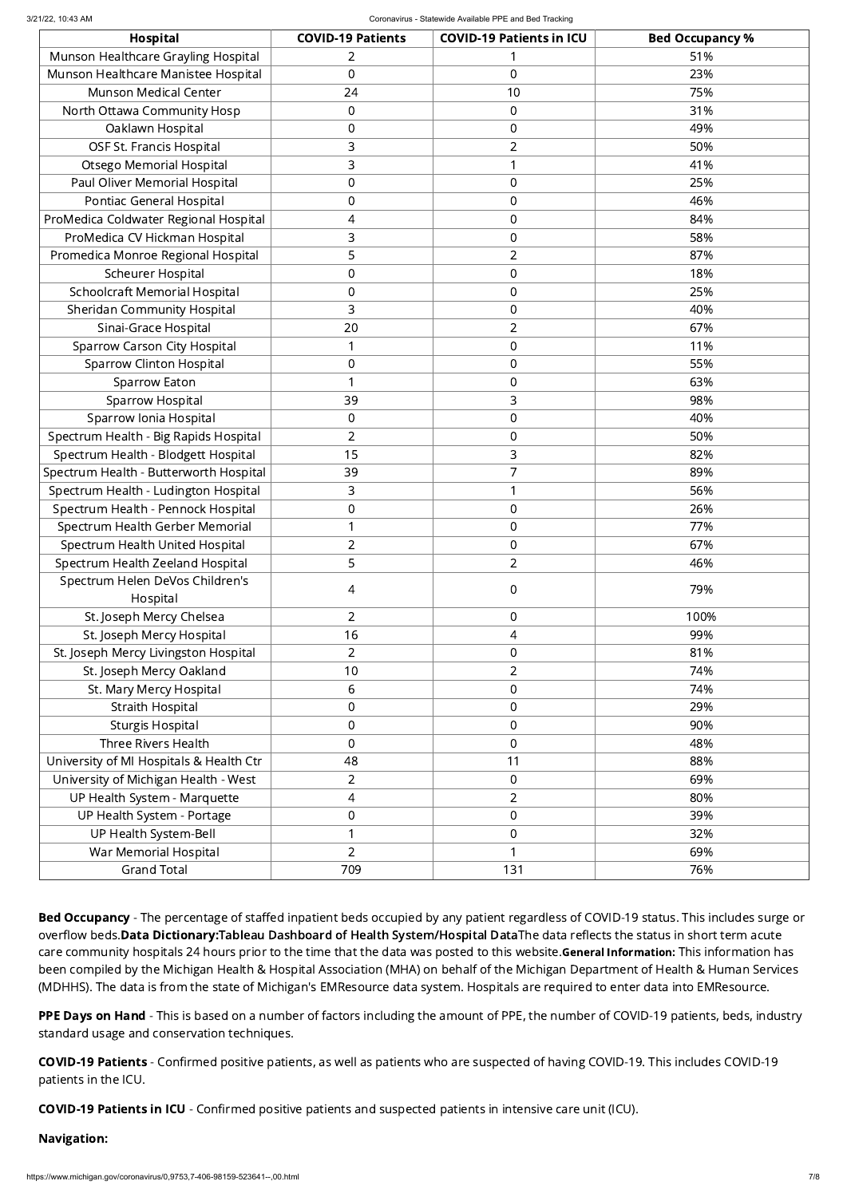| Hospital | COVID-19 Patients | COVID-19 Patients in ICU | Bed Occupancy % |
| --- | --- | --- | --- |
| Munson Healthcare Grayling Hospital | 2 | 1 | 51% |
| Munson Healthcare Manistee Hospital | 0 | 0 | 23% |
| Munson Medical Center | 24 | 10 | 75% |
| North Ottawa Community Hosp | 0 | 0 | 31% |
| Oaklawn Hospital | 0 | 0 | 49% |
| OSF St. Francis Hospital | 3 | 2 | 50% |
| Otsego Memorial Hospital | 3 | 1 | 41% |
| Paul Oliver Memorial Hospital | 0 | 0 | 25% |
| Pontiac General Hospital | 0 | 0 | 46% |
| ProMedica Coldwater Regional Hospital | 4 | 0 | 84% |
| ProMedica CV Hickman Hospital | 3 | 0 | 58% |
| Promedica Monroe Regional Hospital | 5 | 2 | 87% |
| Scheurer Hospital | 0 | 0 | 18% |
| Schoolcraft Memorial Hospital | 0 | 0 | 25% |
| Sheridan Community Hospital | 3 | 0 | 40% |
| Sinai-Grace Hospital | 20 | 2 | 67% |
| Sparrow Carson City Hospital | 1 | 0 | 11% |
| Sparrow Clinton Hospital | 0 | 0 | 55% |
| Sparrow Eaton | 1 | 0 | 63% |
| Sparrow Hospital | 39 | 3 | 98% |
| Sparrow Ionia Hospital | 0 | 0 | 40% |
| Spectrum Health - Big Rapids Hospital | 2 | 0 | 50% |
| Spectrum Health - Blodgett Hospital | 15 | 3 | 82% |
| Spectrum Health - Butterworth Hospital | 39 | 7 | 89% |
| Spectrum Health - Ludington Hospital | 3 | 1 | 56% |
| Spectrum Health - Pennock Hospital | 0 | 0 | 26% |
| Spectrum Health Gerber Memorial | 1 | 0 | 77% |
| Spectrum Health United Hospital | 2 | 0 | 67% |
| Spectrum Health Zeeland Hospital | 5 | 2 | 46% |
| Spectrum Helen DeVos Children's Hospital | 4 | 0 | 79% |
| St. Joseph Mercy Chelsea | 2 | 0 | 100% |
| St. Joseph Mercy Hospital | 16 | 4 | 99% |
| St. Joseph Mercy Livingston Hospital | 2 | 0 | 81% |
| St. Joseph Mercy Oakland | 10 | 2 | 74% |
| St. Mary Mercy Hospital | 6 | 0 | 74% |
| Straith Hospital | 0 | 0 | 29% |
| Sturgis Hospital | 0 | 0 | 90% |
| Three Rivers Health | 0 | 0 | 48% |
| University of MI Hospitals & Health Ctr | 48 | 11 | 88% |
| University of Michigan Health - West | 2 | 0 | 69% |
| UP Health System - Marquette | 4 | 2 | 80% |
| UP Health System - Portage | 0 | 0 | 39% |
| UP Health System-Bell | 1 | 0 | 32% |
| War Memorial Hospital | 2 | 1 | 69% |
| Grand Total | 709 | 131 | 76% |

**Bed Occupancy** - The percentage of staffed inpatient beds occupied by any patient regardless of COVID-19 status. This includes surge or overflow beds.**Data Dictionary:Tableau Dashboard of Health System/Hospital Data**The data reflects the status in short term acute care community hospitals 24 hours prior to the time that the data was posted to this website.**General Information:** This information has been compiled by the Michigan Health & Hospital Association (MHA) on behalf of the Michigan Department of Health & Human Services (MDHHS). The data is from the state of Michigan's EMResource data system. Hospitals are required to enter data into EMResource.

**PPE Days on Hand** - This is based on a number of factors including the amount of PPE, the number of COVID-19 patients, beds, industry standard usage and conservation techniques.

**COVID-19 Patients** - Confirmed positive patients, as well as patients who are suspected of having COVID-19. This includes COVID-19 patients in the ICU.

**COVID-19 Patients in ICU** - Confirmed positive patients and suspected patients in intensive care unit (ICU).

**Navigation:**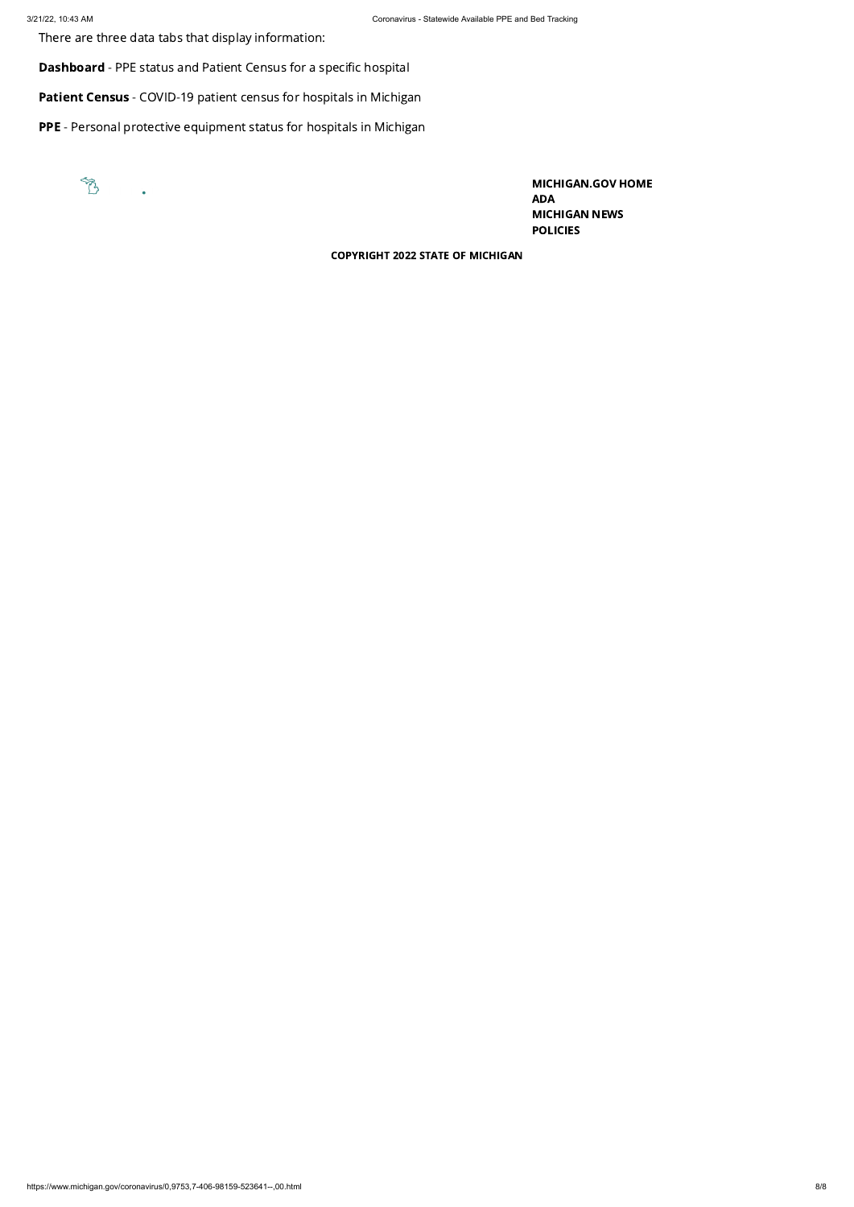There are three data tabs that display information:

**Dashboard** - PPE status and Patient Census for a specific hospital

**Patient Census** - COVID-19 patient census for hospitals in Michigan

**PPE** - Personal protective equipment status for hospitals in Michigan

**MICHIGAN.GOV HOME**
**ADA**
**MICHIGAN NEWS**
**POLICIES**

**COPYRIGHT 2022 STATE OF MICHIGAN**